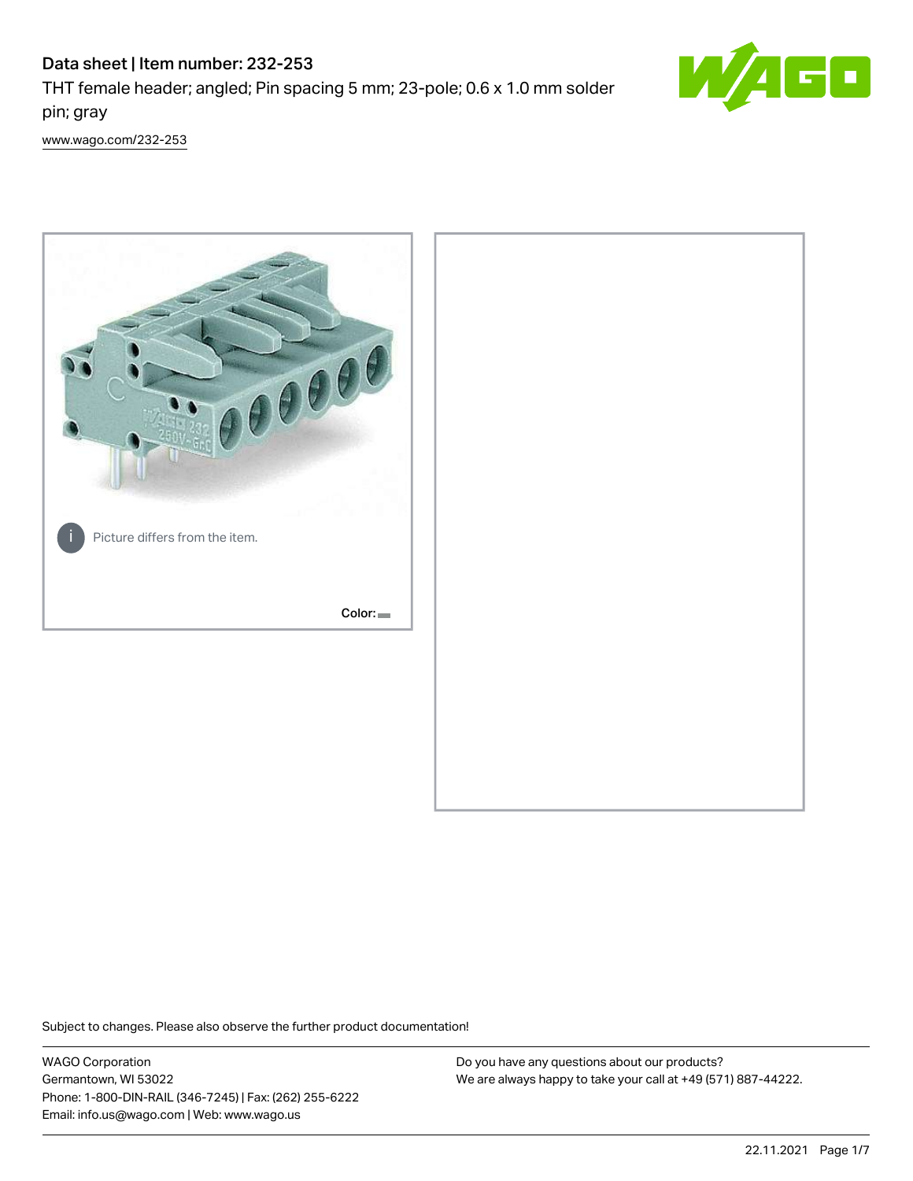# Data sheet | Item number: 232-253

THT female header; angled; Pin spacing 5 mm; 23-pole; 0.6 x 1.0 mm solder pin; gray

www.wago.com/232-253

Picture differs from the item.

Color:

Subject to changes. Please also observe the further product documentation!

WAGO Corporation
Germantown, WI 53022
Phone: 1-800-DIN-RAIL (346-7245) | Fax: (262) 255-6222
Email: info.us@wago.com | Web: www.wago.us

Do you have any questions about our products?
We are always happy to take your call at +49 (571) 887-44222.

22.11.2021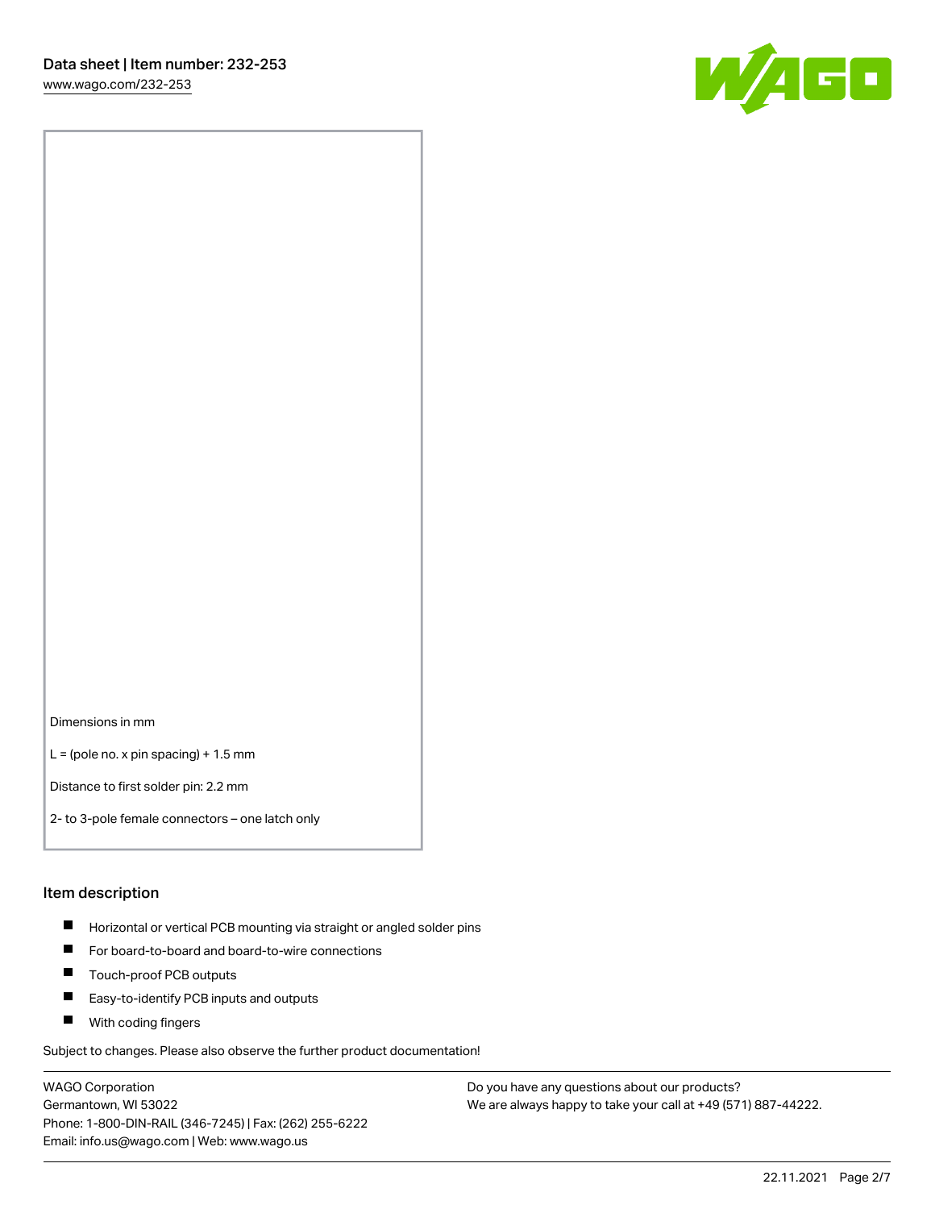Dimensions in mm

L = (pole no. x pin spacing) + 1.5 mm

Distance to first solder pin: 2.2 mm

2- to 3-pole female connectors – one latch only

## Item description

- Horizontal or vertical PCB mounting via straight or angled solder pins
- For board-to-board and board-to-wire connections
- Touch-proof PCB outputs
- Easy-to-identify PCB inputs and outputs
- With coding fingers

Subject to changes. Please also observe the further product documentation!

WAGO Corporation
Germantown, WI 53022
Phone: 1-800-DIN-RAIL (346-7245) | Fax: (262) 255-6222
Email: info.us@wago.com | Web: www.wago.us

Do you have any questions about our products?
We are always happy to take your call at +49 (571) 887-44222.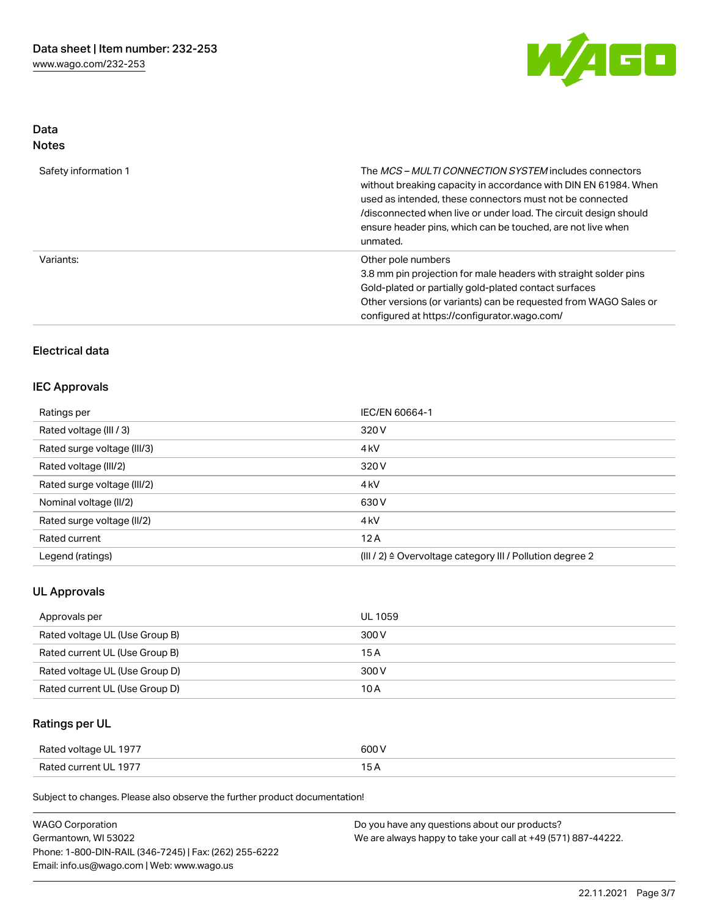## Data
### Notes

| | |
|---|---|
| Safety information 1 | The *MCS – MULTI CONNECTION SYSTEM* includes connectors without breaking capacity in accordance with DIN EN 61984. When used as intended, these connectors must not be connected /disconnected when live or under load. The circuit design should ensure header pins, which can be touched, are not live when unmated. |
| Variants: | Other pole numbers<br>3.8 mm pin projection for male headers with straight solder pins<br>Gold-plated or partially gold-plated contact surfaces<br>Other versions (or variants) can be requested from WAGO Sales or configured at https://configurator.wago.com/ |

### Electrical data

#### IEC Approvals

| | |
|---|---|
| Ratings per | IEC/EN 60664-1 |
| Rated voltage (III / 3) | 320 V |
| Rated surge voltage (III/3) | 4 kV |
| Rated voltage (III/2) | 320 V |
| Rated surge voltage (III/2) | 4 kV |
| Nominal voltage (II/2) | 630 V |
| Rated surge voltage (II/2) | 4 kV |
| Rated current | 12 A |
| Legend (ratings) | (III / 2) ≙ Overvoltage category III / Pollution degree 2 |

#### UL Approvals

| | |
|---|---|
| Approvals per | UL 1059 |
| Rated voltage UL (Use Group B) | 300 V |
| Rated current UL (Use Group B) | 15 A |
| Rated voltage UL (Use Group D) | 300 V |
| Rated current UL (Use Group D) | 10 A |

#### Ratings per UL

| | |
|---|---|
| Rated voltage UL 1977 | 600 V |
| Rated current UL 1977 | 15 A |

Subject to changes. Please also observe the further product documentation!

WAGO Corporation
Germantown, WI 53022
Phone: 1-800-DIN-RAIL (346-7245) | Fax: (262) 255-6222
Email: info.us@wago.com | Web: www.wago.us

Do you have any questions about our products?
We are always happy to take your call at +49 (571) 887-44222.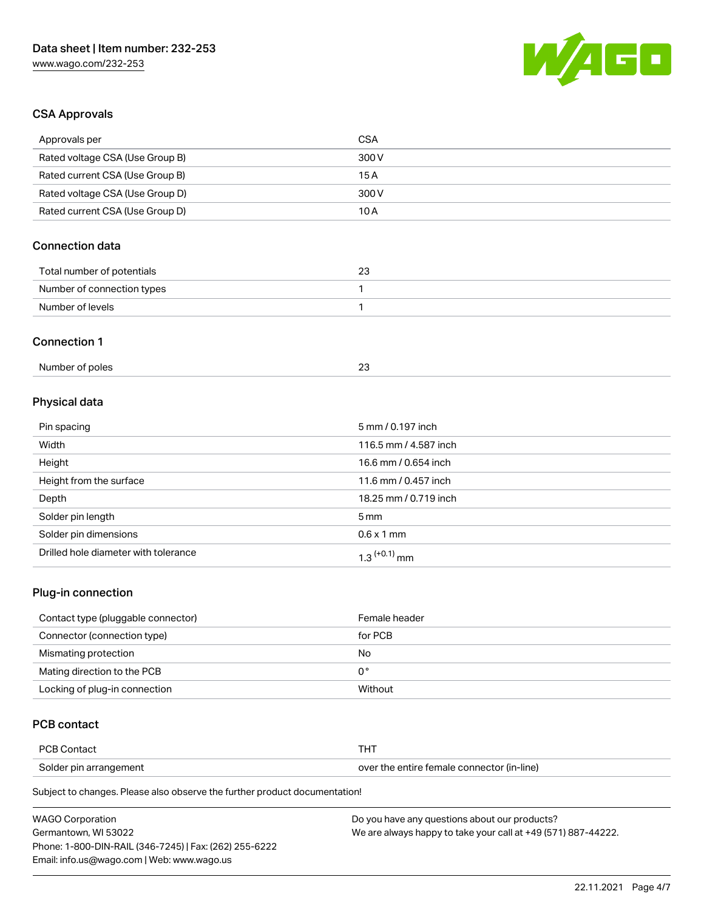## CSA Approvals

| Approvals per | CSA |
| --- | --- |
| Rated voltage CSA (Use Group B) | 300 V |
| Rated current CSA (Use Group B) | 15 A |
| Rated voltage CSA (Use Group D) | 300 V |
| Rated current CSA (Use Group D) | 10 A |

## Connection data

| | |
| --- | --- |
| Total number of potentials | 23 |
| Number of connection types | 1 |
| Number of levels | 1 |

## Connection 1

| | |
| --- | --- |
| Number of poles | 23 |

## Physical data

| | |
| --- | --- |
| Pin spacing | 5 mm / 0.197 inch |
| Width | 116.5 mm / 4.587 inch |
| Height | 16.6 mm / 0.654 inch |
| Height from the surface | 11.6 mm / 0.457 inch |
| Depth | 18.25 mm / 0.719 inch |
| Solder pin length | 5 mm |
| Solder pin dimensions | 0.6 x 1 mm |
| Drilled hole diameter with tolerance | $1.3^{(+0.1)}$ mm |

## Plug-in connection

| | |
| --- | --- |
| Contact type (pluggable connector) | Female header |
| Connector (connection type) | for PCB |
| Mismating protection | No |
| Mating direction to the PCB | 0 ° |
| Locking of plug-in connection | Without |

## PCB contact

| | |
| --- | --- |
| PCB Contact | THT |
| Solder pin arrangement | over the entire female connector (in-line) |

Subject to changes. Please also observe the further product documentation!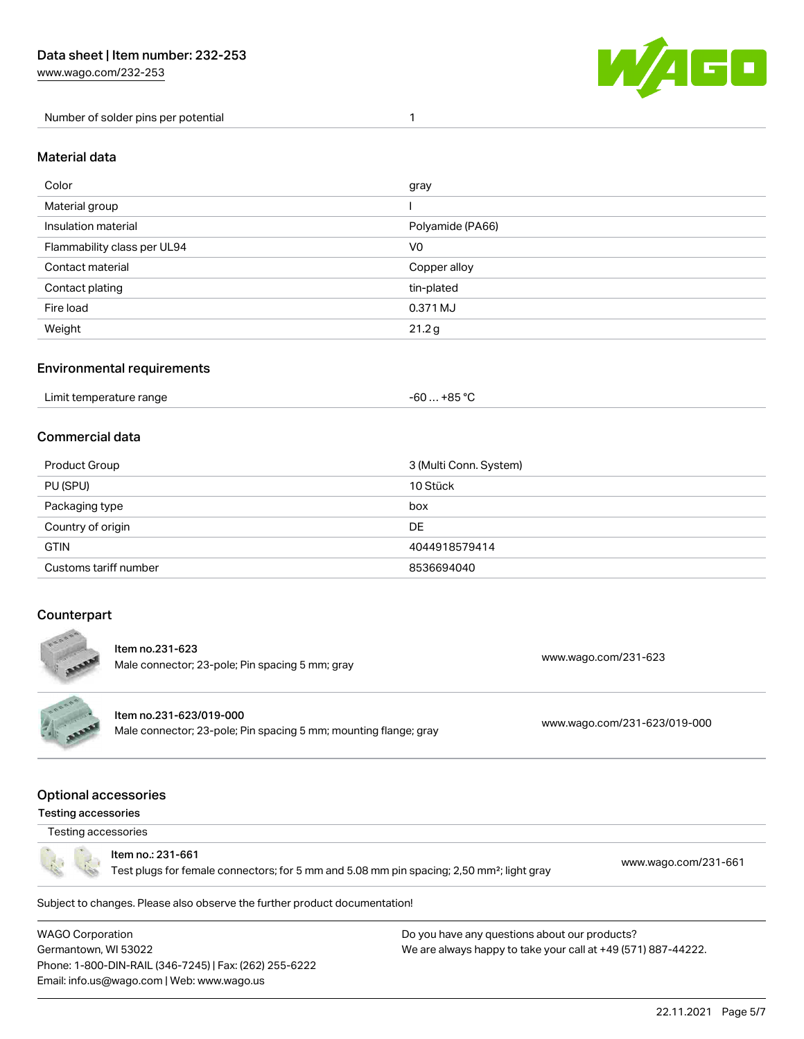| Number of solder pins per potential | 1 |
| --- | --- |

## Material data

| Color | gray |
| --- | --- |
| Material group | I |
| Insulation material | Polyamide (PA66) |
| Flammability class per UL94 | V0 |
| Contact material | Copper alloy |
| Contact plating | tin-plated |
| Fire load | 0.371 MJ |
| Weight | 21.2 g |

## Environmental requirements

| Limit temperature range | -60 … +85 °C |
| --- | --- |

## Commercial data

| Product Group | 3 (Multi Conn. System) |
| --- | --- |
| PU (SPU) | 10 Stück |
| Packaging type | box |
| Country of origin | DE |
| GTIN | 4044918579414 |
| Customs tariff number | 8536694040 |

## Counterpart

| Item | Description | Link |
| --- | --- | --- |
| Item no.231-623 | Male connector; 23-pole; Pin spacing 5 mm; gray | www.wago.com/231-623 |
| Item no.231-623/019-000 | Male connector; 23-pole; Pin spacing 5 mm; mounting flange; gray | www.wago.com/231-623/019-000 |

## Optional accessories

### Testing accessories

Testing accessories

| Item | Description | Link |
| --- | --- | --- |
| Item no.: 231-661 | Test plugs for female connectors; for 5 mm and 5.08 mm pin spacing; 2,50 mm²; light gray | www.wago.com/231-661 |

Subject to changes. Please also observe the further product documentation!

WAGO Corporation
Germantown, WI 53022
Phone: 1-800-DIN-RAIL (346-7245) | Fax: (262) 255-6222
Email: info.us@wago.com | Web: www.wago.us

Do you have any questions about our products?
We are always happy to take your call at +49 (571) 887-44222.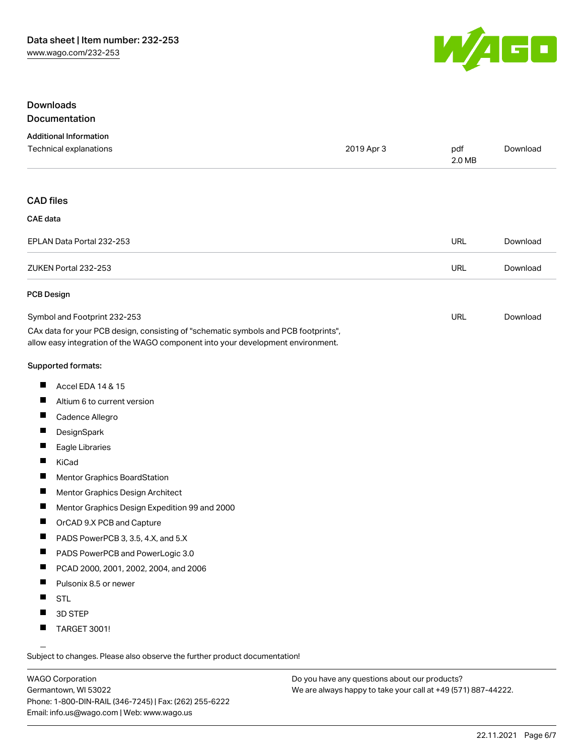## Downloads
## Documentation

### Additional Information

| | | | |
|---|---|---|---|
| Technical explanations | 2019 Apr 3 | pdf 2.0 MB | Download |

## CAD files

### CAE data

| | | |
|---|---|---|
| EPLAN Data Portal 232-253 | URL | Download |
| ZUKEN Portal 232-253 | URL | Download |

### PCB Design

| | | |
|---|---|---|
| Symbol and Footprint 232-253 | URL | Download |

CAx data for your PCB design, consisting of "schematic symbols and PCB footprints", allow easy integration of the WAGO component into your development environment.

Supported formats:

- Accel EDA 14 & 15
- Altium 6 to current version
- Cadence Allegro
- DesignSpark
- Eagle Libraries
- KiCad
- Mentor Graphics BoardStation
- Mentor Graphics Design Architect
- Mentor Graphics Design Expedition 99 and 2000
- OrCAD 9.X PCB and Capture
- PADS PowerPCB 3, 3.5, 4.X, and 5.X
- PADS PowerPCB and PowerLogic 3.0
- PCAD 2000, 2001, 2002, 2004, and 2006
- Pulsonix 8.5 or newer
- STL
- 3D STEP
- TARGET 3001!

Subject to changes. Please also observe the further product documentation!

WAGO Corporation
Germantown, WI 53022
Phone: 1-800-DIN-RAIL (346-7245) | Fax: (262) 255-6222
Email: info.us@wago.com | Web: www.wago.us

Do you have any questions about our products?
We are always happy to take your call at +49 (571) 887-44222.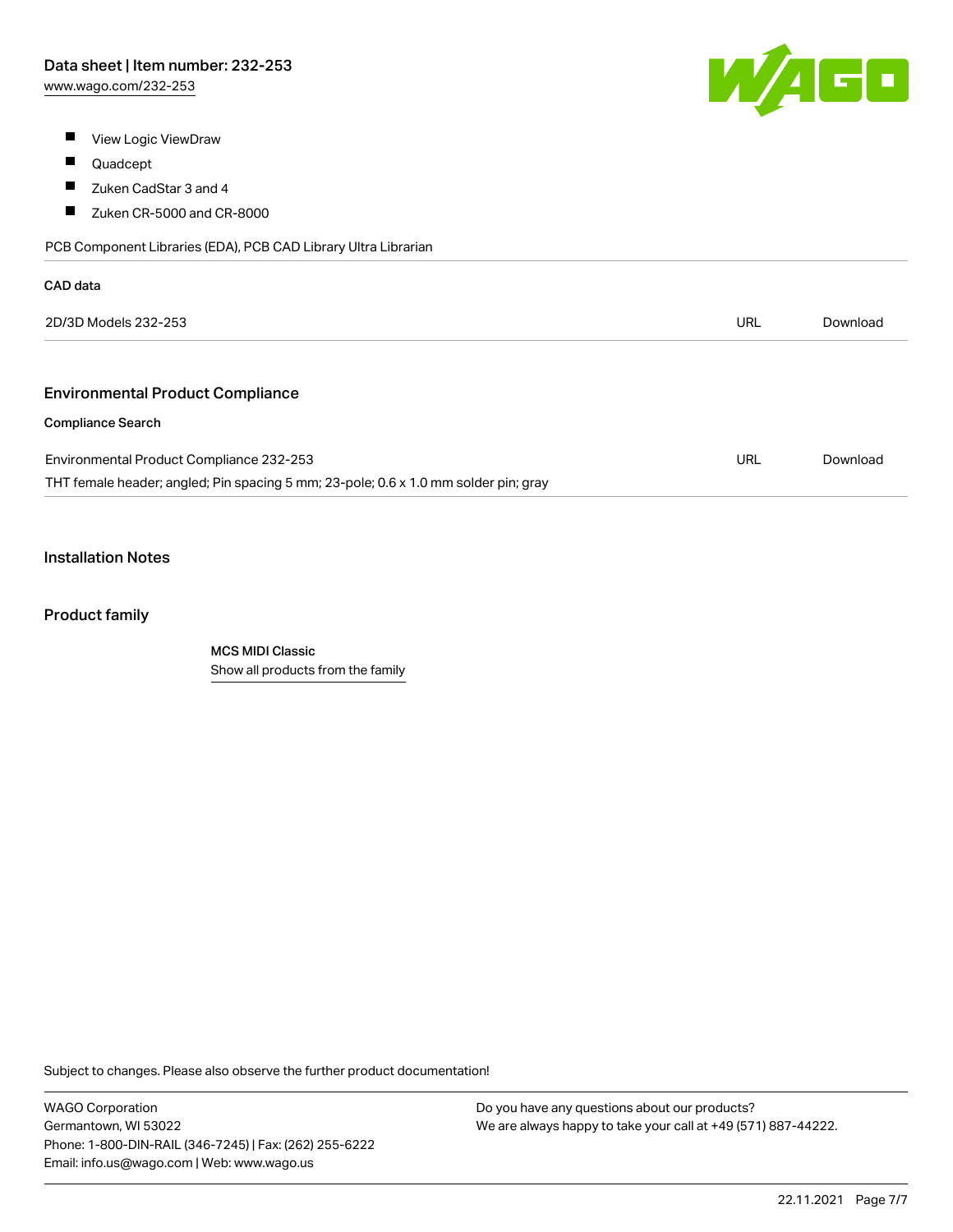- View Logic ViewDraw
- Quadcept
- Zuken CadStar 3 and 4
- Zuken CR-5000 and CR-8000

PCB Component Libraries (EDA), PCB CAD Library Ultra Librarian

**CAD data**

| | | |
|---|---|---|
| 2D/3D Models 232-253 | URL | Download |

## Environmental Product Compliance

**Compliance Search**

| | | |
|---|---|---|
| Environmental Product Compliance 232-253<br>THT female header; angled; Pin spacing 5 mm; 23-pole; 0.6 x 1.0 mm solder pin; gray | URL | Download |

## Installation Notes

## Product family

**MCS MIDI Classic**
Show all products from the family

Subject to changes. Please also observe the further product documentation!

WAGO Corporation
Germantown, WI 53022
Phone: 1-800-DIN-RAIL (346-7245) | Fax: (262) 255-6222
Email: info.us@wago.com | Web: www.wago.us

Do you have any questions about our products?
We are always happy to take your call at +49 (571) 887-44222.